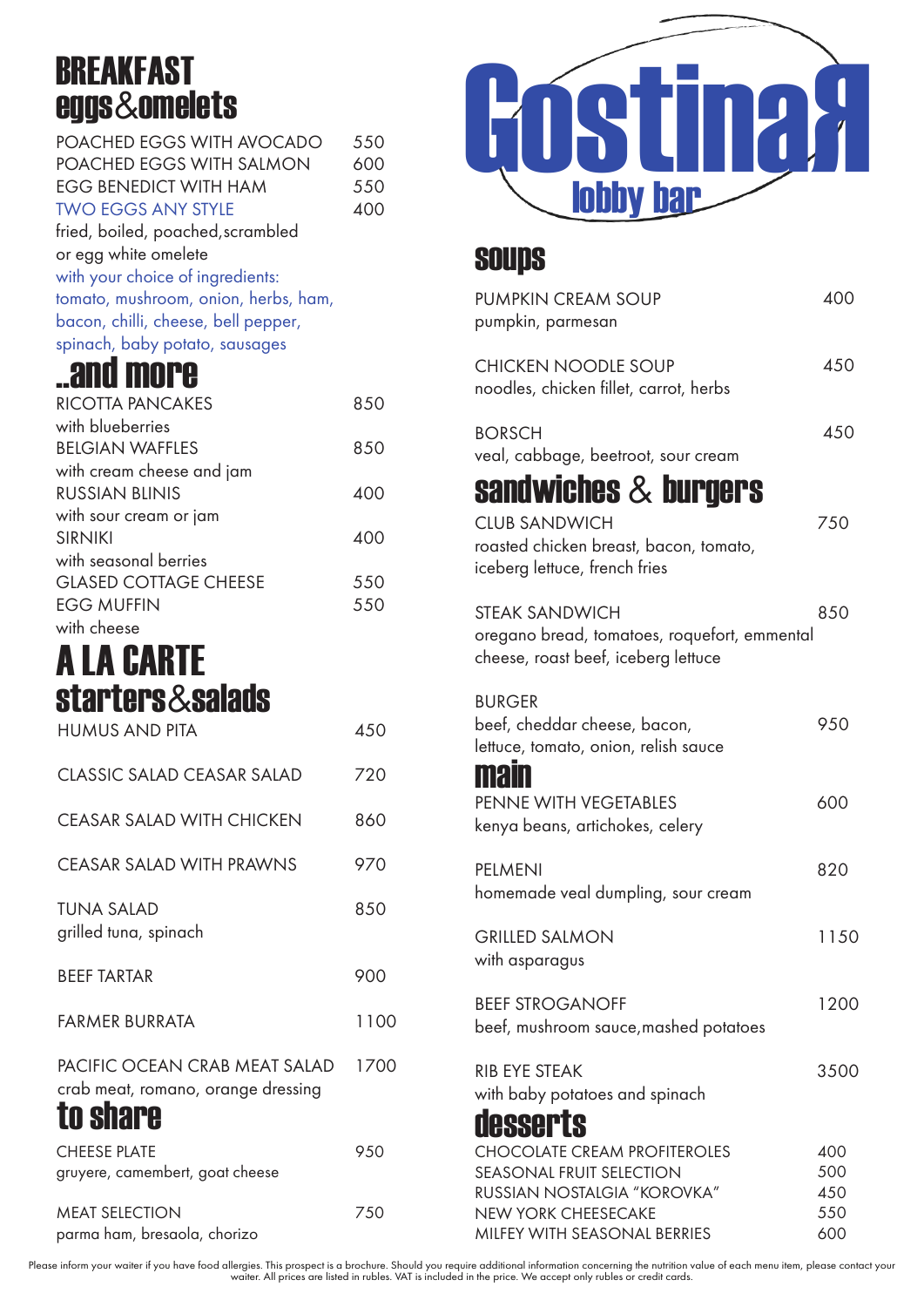# Gostinaя

## lobby bar

## BREAKFAST eggs & omelets

| | |
|---|---|
| POACHED EGGS WITH AVOCADO | 550 |
| POACHED EGGS WITH SALMON | 600 |
| EGG BENEDICT WITH HAM | 550 |
| TWO EGGS ANY STYLE | 400 |

fried, boiled, poached, scrambled or egg white omelete

with your choice of ingredients: tomato, mushroom, onion, herbs, ham, bacon, chilli, cheese, bell pepper, spinach, baby potato, sausages

## ...and more

| | |
|---|---|
| RICOTTA PANCAKES with blueberries | 850 |
| BELGIAN WAFFLES with cream cheese and jam | 850 |
| RUSSIAN BLINIS with sour cream or jam | 400 |
| SIRNIKI with seasonal berries | 400 |
| GLASED COTTAGE CHEESE | 550 |
| EGG MUFFIN with cheese | 550 |

## A LA CARTE

## starters & salads

| | |
|---|---|
| HUMUS AND PITA | 450 |
| CLASSIC SALAD CEASAR SALAD | 720 |
| CEASAR SALAD WITH CHICKEN | 860 |
| CEASAR SALAD WITH PRAWNS | 970 |
| TUNA SALAD grilled tuna, spinach | 850 |
| BEEF TARTAR | 900 |
| FARMER BURRATA | 1100 |
| PACIFIC OCEAN CRAB MEAT SALAD crab meat, romano, orange dressing | 1700 |

## to share

| | |
|---|---|
| CHEESE PLATE gruyere, camembert, goat cheese | 950 |
| MEAT SELECTION parma ham, bresaola, chorizo | 750 |

## soups

| | |
|---|---|
| PUMPKIN CREAM SOUP pumpkin, parmesan | 400 |
| CHICKEN NOODLE SOUP noodles, chicken fillet, carrot, herbs | 450 |
| BORSCH veal, cabbage, beetroot, sour cream | 450 |

## sandwiches & burgers

| | |
|---|---|
| CLUB SANDWICH roasted chicken breast, bacon, tomato, iceberg lettuce, french fries | 750 |
| STEAK SANDWICH oregano bread, tomatoes, roquefort, emmental cheese, roast beef, iceberg lettuce | 850 |
| BURGER beef, cheddar cheese, bacon, lettuce, tomato, onion, relish sauce | 950 |

## main

| | |
|---|---|
| PENNE WITH VEGETABLES kenya beans, artichokes, celery | 600 |
| PELMENI homemade veal dumpling, sour cream | 820 |
| GRILLED SALMON with asparagus | 1150 |
| BEEF STROGANOFF beef, mushroom sauce, mashed potatoes | 1200 |
| RIB EYE STEAK with baby potatoes and spinach | 3500 |

## desserts

| | |
|---|---|
| CHOCOLATE CREAM PROFITEROLES | 400 |
| SEASONAL FRUIT SELECTION | 500 |
| RUSSIAN NOSTALGIA "KOROVKA" | 450 |
| NEW YORK CHEESECAKE | 550 |
| MILFEY WITH SEASONAL BERRIES | 600 |

Please inform your waiter if you have food allergies. This prospect is a brochure. Should you require additional information concerning the nutrition value of each menu item, please contact your waiter. All prices are listed in rubles. VAT is included in the price. We accept only rubles or credit cards.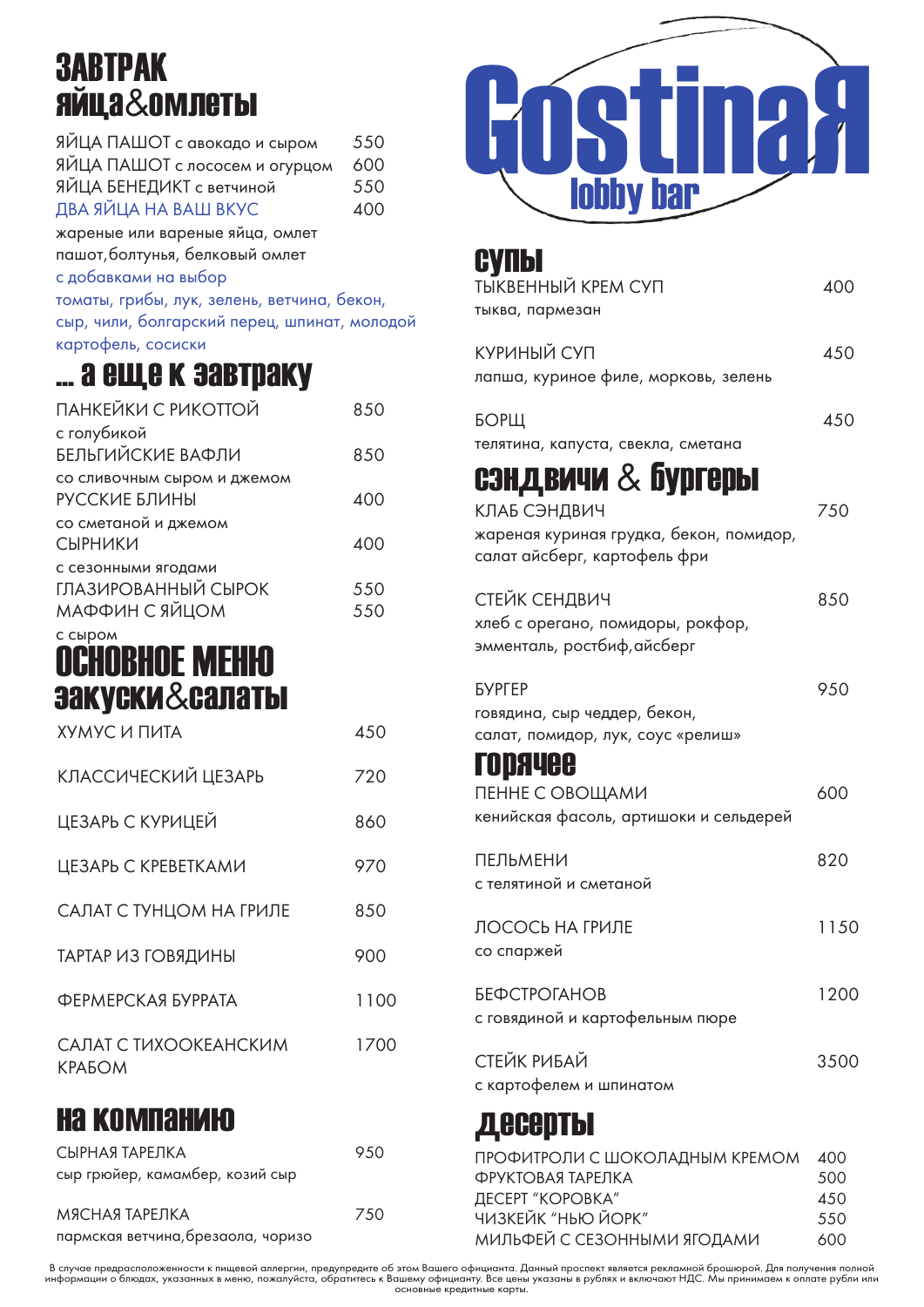# Gostinaя

## lobby bar

## ЗАВТРАК

### яйца&омлеты

| | |
|---|---|
| ЯЙЦА ПАШОТ с авокадо и сыром | 550 |
| ЯЙЦА ПАШОТ с лососем и огурцом | 600 |
| ЯЙЦА БЕНЕДИКТ с ветчиной | 550 |
| ДВА ЯЙЦА НА ВАШ ВКУС | 400 |

жареные или вареные яйца, омлет пашот, болтунья, белковый омлет

с добавками на выбор

томаты, грибы, лук, зелень, ветчина, бекон, сыр, чили, болгарский перец, шпинат, молодой картофель, сосиски

### ... а еще к завтраку

| | |
|---|---|
| ПАНКЕЙКИ С РИКОТТОЙ с голубикой | 850 |
| БЕЛЬГИЙСКИЕ ВАФЛИ со сливочным сыром и джемом | 850 |
| РУССКИЕ БЛИНЫ со сметаной и джемом | 400 |
| СЫРНИКИ с сезонными ягодами | 400 |
| ГЛАЗИРОВАННЫЙ СЫРОК | 550 |
| МАФФИН С ЯЙЦОМ с сыром | 550 |

## ОСНОВНОЕ МЕНЮ

### закуски&салаты

| | |
|---|---|
| ХУМУС И ПИТА | 450 |
| КЛАССИЧЕСКИЙ ЦЕЗАРЬ | 720 |
| ЦЕЗАРЬ С КУРИЦЕЙ | 860 |
| ЦЕЗАРЬ С КРЕВЕТКАМИ | 970 |
| САЛАТ С ТУНЦОМ НА ГРИЛЕ | 850 |
| ТАРТАР ИЗ ГОВЯДИНЫ | 900 |
| ФЕРМЕРСКАЯ БУРРАТА | 1100 |
| САЛАТ С ТИХООКЕАНСКИМ КРАБОМ | 1700 |

### на компанию

| | |
|---|---|
| СЫРНАЯ ТАРЕЛКА сыр грюйер, камамбер, козий сыр | 950 |
| МЯСНАЯ ТАРЕЛКА пармская ветчина, брезаола, чоризо | 750 |

### супы

| | |
|---|---|
| ТЫКВЕННЫЙ КРЕМ СУП тыква, пармезан | 400 |
| КУРИНЫЙ СУП лапша, куриное филе, морковь, зелень | 450 |
| БОРЩ телятина, капуста, свекла, сметана | 450 |

### сэндвичи & бургеры

| | |
|---|---|
| КЛАБ СЭНДВИЧ жареная куриная грудка, бекон, помидор, салат айсберг, картофель фри | 750 |
| СТЕЙК СЕНДВИЧ хлеб с орегано, помидоры, рокфор, эмменталь, ростбиф, айсберг | 850 |
| БУРГЕР говядина, сыр чеддер, бекон, салат, помидор, лук, соус «релиш» | 950 |

### горячее

| | |
|---|---|
| ПЕННЕ С ОВОЩАМИ кенийская фасоль, артишоки и сельдерей | 600 |
| ПЕЛЬМЕНИ с телятиной и сметаной | 820 |
| ЛОСОСЬ НА ГРИЛЕ со спаржей | 1150 |
| БЕФСТРОГАНОВ с говядиной и картофельным пюре | 1200 |
| СТЕЙК РИБАЙ с картофелем и шпинатом | 3500 |

### десерты

| | |
|---|---|
| ПРОФИТРОЛИ С ШОКОЛАДНЫМ КРЕМОМ | 400 |
| ФРУКТОВАЯ ТАРЕЛКА | 500 |
| ДЕСЕРТ "КОРОВКА" | 450 |
| ЧИЗКЕЙК "НЬЮ ЙОРК" | 550 |
| МИЛЬФЕЙ С СЕЗОННЫМИ ЯГОДАМИ | 600 |

В случае предрасположенности к пищевой аллергии, предупредите об этом Вашего официанта. Данный проспект является рекламной брошюрой. Для получения полной информации о блюдах, указанных в меню, пожалуйста, обратитесь к Вашему официанту. Все цены указаны в рублях и включают НДС. Мы принимаем к оплате рубли или основные кредитные карты.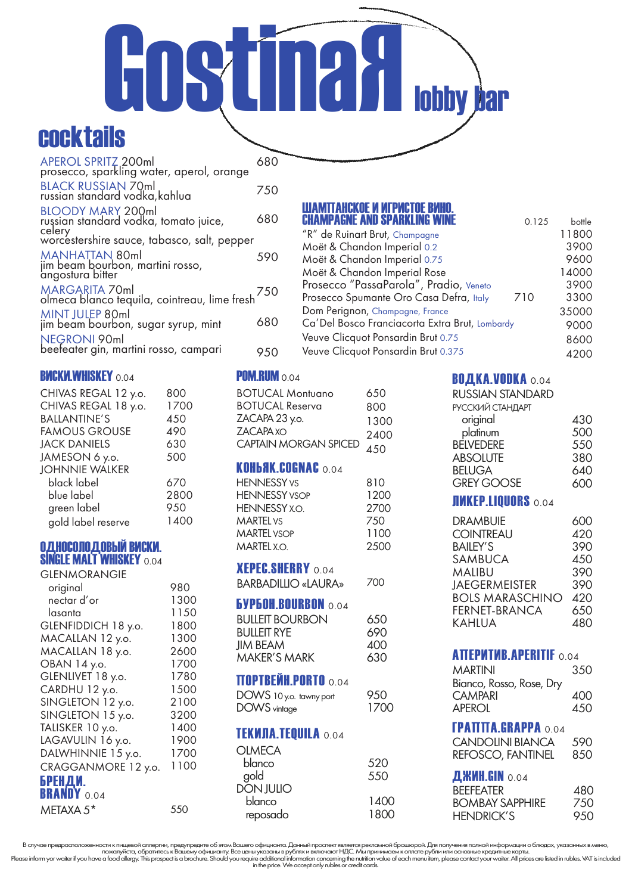# GostinaЯ lobby bar

## cocktails

| Cocktail | Price |
|---|---|
| APEROL SPRITZ 200ml<br>prosecco, sparkling water, aperol, orange | 680 |
| BLACK RUSSIAN 70ml<br>russian standard vodka,kahlua | 750 |
| BLOODY MARY 200ml<br>russian standard vodka, tomato juice, celery<br>worcestershire sauce, tabasco, salt, pepper | 680 |
| MANHATTAN 80ml<br>jim beam bourbon, martini rosso, angostura bitter | 590 |
| MARGARITA 70ml<br>olmeca blanco tequila, cointreau, lime fresh | 750 |
| MINT JULEP 80ml<br>jim beam bourbon, sugar syrup, mint | 680 |
| NEGRONI 90ml<br>beefeater gin, martini rosso, campari | 950 |

## ШАМПАНСКОЕ И ИГРИСТОЕ ВИНО. CHAMPAGNE AND SPARKLING WINE

| | 0.125 | bottle |
|---|---|---|
| "R" de Ruinart Brut, Champagne | | 11800 |
| Moët & Chandon Imperial 0.2 | | 3900 |
| Moët & Chandon Imperial 0.75 | | 9600 |
| Moët & Chandon Imperial Rose | | 14000 |
| Prosecco "PassaParola", Pradio, Veneto | | 3900 |
| Prosecco Spumante Oro Casa Defra, Italy | 710 | 3300 |
| Dom Perignon, Champagne, France | | 35000 |
| Ca'Del Bosco Franciacorta Extra Brut, Lombardy | | 9000 |
| Veuve Clicquot Ponsardin Brut 0.75 | | 8600 |
| Veuve Clicquot Ponsardin Brut 0.375 | | 4200 |

## ВИСКИ.WHISKEY 0.04

| | |
|---|---|
| CHIVAS REGAL 12 y.o. | 800 |
| CHIVAS REGAL 18 y.o. | 1700 |
| BALLANTINE'S | 450 |
| FAMOUS GROUSE | 490 |
| JACK DANIELS | 630 |
| JAMESON 6 y.o. | 500 |
| JOHNNIE WALKER | |
| black label | 670 |
| blue label | 2800 |
| green label | 950 |
| gold label reserve | 1400 |

## ОДНОСОЛОДОВЫЙ ВИСКИ. SINGLE MALT WHISKEY 0.04

| | |
|---|---|
| GLENMORANGIE | |
| original | 980 |
| nectar d'or | 1300 |
| lasanta | 1150 |
| GLENFIDDICH 18 y.o. | 1800 |
| MACALLAN 12 y.o. | 1300 |
| MACALLAN 18 y.o. | 2600 |
| OBAN 14 y.o. | 1700 |
| GLENLIVET 18 y.o. | 1780 |
| CARDHU 12 y.o. | 1500 |
| SINGLETON 12 y.o. | 2100 |
| SINGLETON 15 y.o. | 3200 |
| TALISKER 10 y.o. | 1400 |
| LAGAVULIN 16 y.o. | 1900 |
| DALWHINNIE 15 y.o. | 1700 |
| CRAGGANMORE 12 y.o. | 1100 |

## БРЕНДИ. BRANDY 0.04

| | |
|---|---|
| METAXA 5* | 550 |

## РОМ.RUM 0.04

| | |
|---|---|
| BOTUCAL Montuano | 650 |
| BOTUCAL Reserva | 800 |
| ZACAPA 23 y.o. | 1300 |
| ZACAPA XO | 2400 |
| CAPTAIN MORGAN SPICED | 450 |

## КОНЬЯК.COGNAC 0.04

| | |
|---|---|
| HENNESSY VS | 810 |
| HENNESSY VSOP | 1200 |
| HENNESSY X.O. | 2700 |
| MARTEL VS | 750 |
| MARTEL VSOP | 1100 |
| MARTEL X.O. | 2500 |

## ХЕРЕС.SHERRY 0.04

| | |
|---|---|
| BARBADILLIO «LAURA» | 700 |

## БУРБОН.BOURBON 0.04

| | |
|---|---|
| BULLEIT BOURBON | 650 |
| BULLEIT RYE | 690 |
| JIM BEAM | 400 |
| MAKER'S MARK | 630 |

## ПОРТВЕЙН.PORTO 0.04

| | |
|---|---|
| DOWS 10 y.o. tawny port | 950 |
| DOWS vintage | 1700 |

## ТЕКИЛА.TEQUILA 0.04

| | |
|---|---|
| OLMECA | |
| blanco | 520 |
| gold | 550 |
| DON JULIO | |
| blanco | 1400 |
| reposado | 1800 |

## ВОДКА.VODKA 0.04

| | |
|---|---|
| RUSSIAN STANDARD<br>РУССКИЙ СТАНДАРТ | |
| original | 430 |
| platinum | 500 |
| BELVEDERE | 550 |
| ABSOLUTE | 380 |
| BELUGA | 640 |
| GREY GOOSE | 600 |

## ЛИКЕР.LIQUORS 0.04

| | |
|---|---|
| DRAMBUIE | 600 |
| COINTREAU | 420 |
| BAILEY'S | 390 |
| SAMBUCA | 450 |
| MALIBU | 390 |
| JAEGERMEISTER | 390 |
| BOLS MARASCHINO | 420 |
| FERNET-BRANCA | 650 |
| KAHLUA | 480 |

## АПЕРИТИВ.APERITIF 0.04

| | |
|---|---|
| MARTINI<br>Bianco, Rosso, Rose, Dry | 350 |
| CAMPARI | 400 |
| APEROL | 450 |

## ГРАППА.GRAPPA 0.04

| | |
|---|---|
| CANDOLINI BIANCA | 590 |
| REFOSCO, FANTINEL | 850 |

## ДЖИН.GIN 0.04

| | |
|---|---|
| BEEFEATER | 480 |
| BOMBAY SAPPHIRE | 750 |
| HENDRICK'S | 950 |

В случае предрасположенности к пищевой аллергии, предупредите об этом Вашего официанта. Данный проспект является рекламной брошюрой. Для получения полной информации о блюдах, указанных в меню, пожалуйста, обратитесь к Вашему официанту. Все цены указаны в рублях и включают НДС. Мы принимаем к оплате рубли или основные кредитные карты.

Please inform your waiter if you have a food allergy. This prospect is a brochure. Should you require additional information concerning the nutrition value of each menu item, please contact your waiter. All prices are listed in rubles. VAT is included in the price. We accept only rubles or credit cards.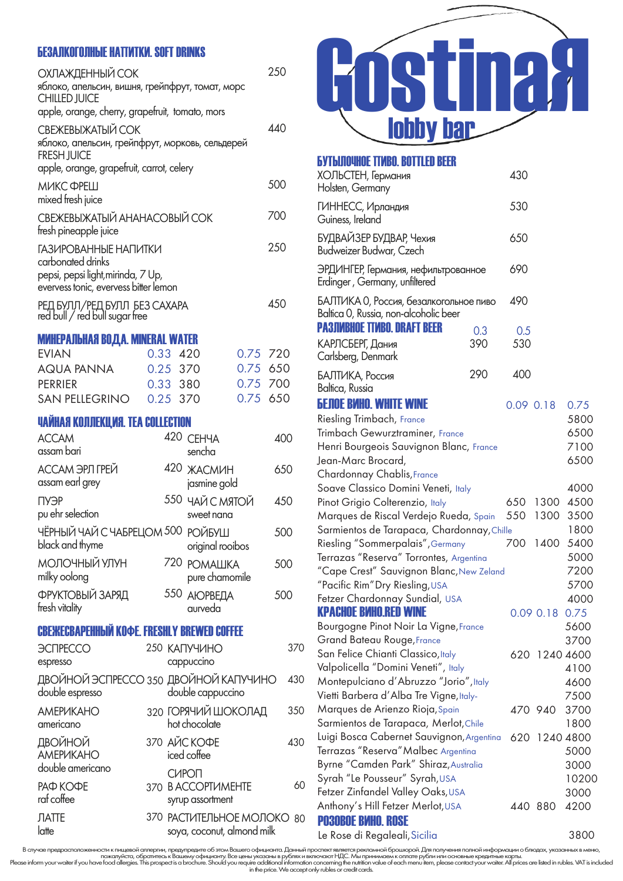## БЕЗАЛКОГОЛЬНЫЕ НАПИТКИ. SOFT DRINKS

| | |
|---|---|
| ОХЛАЖДЕННЫЙ СОК<br>яблоко, апельсин, вишня, грейпфрут, томат, морс<br>CHILLED JUICE<br>apple, orange, cherry, grapefruit, tomato, mors | 250 |
| СВЕЖЕВЫЖАТЫЙ СОК<br>яблоко, апельсин, грейпфрут, морковь, сельдерей<br>FRESH JUICE<br>apple, orange, grapefruit, carrot, celery | 440 |
| МИКС ФРЕШ<br>mixed fresh juice | 500 |
| СВЕЖЕВЫЖАТЫЙ АНАНАСОВЫЙ СОК<br>fresh pineapple juice | 700 |
| ГАЗИРОВАННЫЕ НАПИТКИ<br>carbonated drinks<br>pepsi, pepsi light, mirinda, 7 Up,<br>evervess tonic, evervess bitter lemon | 250 |
| РЕД БУЛЛ/РЕД БУЛЛ БЕЗ САХАРА<br>red bull / red bull sugar free | 450 |

## МИНЕРАЛЬНАЯ ВОДА. MINERAL WATER

| | | | | |
|---|---|---|---|---|
| EVIAN | 0.33 | 420 | 0.75 | 720 |
| AQUA PANNA | 0.25 | 370 | 0.75 | 650 |
| PERRIER | 0.33 | 380 | 0.75 | 700 |
| SAN PELLEGRINO | 0.25 | 370 | 0.75 | 650 |

## ЧАЙНАЯ КОЛЛЕКЦИЯ. TEA COLLECTION

| | | | |
|---|---|---|---|
| АССАМ<br>assam bari | 420 | СЕНЧА<br>sencha | 400 |
| АССАМ ЭРЛ ГРЕЙ<br>assam earl grey | 420 | ЖАСМИН<br>jasmine gold | 650 |
| ПУЭР<br>pu ehr selection | 550 | ЧАЙ С МЯТОЙ<br>sweet nana | 450 |
| ЧЁРНЫЙ ЧАЙ С ЧАБРЕЦОМ<br>black and thyme | 500 | РОЙБУШ<br>original rooibos | 500 |
| МОЛОЧНЫЙ УЛУН<br>milky oolong | 720 | РОМАШКА<br>pure chamomile | 500 |
| ФРУКТОВЫЙ ЗАРЯД<br>fresh vitality | 550 | АЮРВЕДА<br>aurveda | 500 |

## СВЕЖЕСВАРЕННЫЙ КОФЕ. FRESHLY BREWED COFFEE

| | | | |
|---|---|---|---|
| ЭСПРЕССО<br>espresso | 250 | КАПУЧИНО<br>cappuccino | 370 |
| ДВОЙНОЙ ЭСПРЕССО<br>double espresso | 350 | ДВОЙНОЙ КАПУЧИНО<br>double cappuccino | 430 |
| АМЕРИКАНО<br>americano | 320 | ГОРЯЧИЙ ШОКОЛАД<br>hot chocolate | 350 |
| ДВОЙНОЙ АМЕРИКАНО<br>double americano | 370 | АЙС КОФЕ<br>iced coffee | 430 |
| РАФ КОФЕ<br>raf coffee | 370 | СИРОП В АССОРТИМЕНТЕ<br>syrup assortment | 60 |
| ЛАТТЕ<br>latte | 370 | РАСТИТЕЛЬНОЕ МОЛОКО<br>soya, coconut, almond milk | 80 |

# Gostinaя lobby bar

## БУТЫЛОЧНОЕ ПИВО. BOTTLED BEER

| | |
|---|---|
| ХОЛЬСТЕН, Германия<br>Holsten, Germany | 430 |
| ГИННЕСС, Ирландия<br>Guiness, Ireland | 530 |
| БУДВАЙЗЕР БУДВАР, Чехия<br>Budweizer Budwar, Czech | 650 |
| ЭРДИНГЕР, Германия, нефильтрованное<br>Erdinger, Germany, unfiltered | 690 |
| БАЛТИКА 0, Россия, безалкогольное пиво<br>Baltica 0, Russia, non-alcoholic beer | 490 |

## РАЗЛИВНОЕ ПИВО. DRAFT BEER

| | 0.3 | 0.5 |
|---|---|---|
| КАРЛСБЕРГ, Дания<br>Carlsberg, Denmark | 390 | 530 |
| БАЛТИКА, Россия<br>Baltica, Russia | 290 | 400 |

## БЕЛОЕ ВИНО. WHITE WINE

| | 0.09 | 0.18 | 0.75 |
|---|---|---|---|
| Riesling Trimbach, France | | | 5800 |
| Trimbach Gewurztraminer, France | | | 6500 |
| Henri Bourgeois Sauvignon Blanc, France | | | 7100 |
| Jean-Marc Brocard, Chardonnay Chablis, France | | | 6500 |
| Soave Classico Domini Veneti, Italy | | | 4000 |
| Pinot Grigio Colterenzio, Italy | 650 | 1300 | 4500 |
| Marques de Riscal Verdejo Rueda, Spain | 550 | 1300 | 3500 |
| Sarmientos de Tarapaca, Chardonnay, Chille | | | 1800 |
| Riesling "Sommerpalais", Germany | 700 | 1400 | 5400 |
| Terrazas "Reserva" Torrontes, Argentina | | | 5000 |
| "Cape Crest" Sauvignon Blanc, New Zeland | | | 7200 |
| "Pacific Rim" Dry Riesling, USA | | | 5700 |
| Fetzer Chardonnay Sundial, USA | | | 4000 |

## КРАСНОЕ ВИНО. RED WINE

| | 0.09 | 0.18 | 0.75 |
|---|---|---|---|
| Bourgogne Pinot Noir La Vigne, France | | | 5600 |
| Grand Bateau Rouge, France | | | 3700 |
| San Felice Chianti Classico, Italy | 620 | 1240 | 4600 |
| Valpolicella "Domini Veneti", Italy | | | 4100 |
| Montepulciano d'Abruzzo "Jorio", Italy | | | 4600 |
| Vietti Barbera d'Alba Tre Vigne, Italy- | | | 7500 |
| Marques de Arienzo Rioja, Spain | 470 | 940 | 3700 |
| Sarmientos de Tarapaca, Merlot, Chile | | | 1800 |
| Luigi Bosca Cabernet Sauvignon, Argentina | 620 | 1240 | 4800 |
| Terrazas "Reserva" Malbec Argentina | | | 5000 |
| Byrne "Camden Park" Shiraz, Australia | | | 3000 |
| Syrah "Le Pousseur" Syrah, USA | | | 10200 |
| Fetzer Zinfandel Valley Oaks, USA | | | 3000 |
| Anthony's Hill Fetzer Merlot, USA | 440 | 880 | 4200 |

## РОЗОВОЕ ВИНО. ROSE

| | |
|---|---|
| Le Rose di Regaleali, Sicilia | 3800 |

В случае предрасположенности к пищевой аллергии, предупредите об этом Вашего официанта. Данный проспект является рекламной брошюрой. Для получения полной информации о блюдах, указанных в меню, пожалуйста, обратитесь к Вашему официанту. Все цены указаны в рублях и включают НДС. Мы принимаем к оплате рубли или основные кредитные карты.
Please inform your waiter if you have food allergies. This prospect is a brochure. Should you require additional information concerning the nutrition value of each menu item, please contact your waiter. All prices are listed in rubles. VAT is included in the price. We accept only rubles or credit cards.